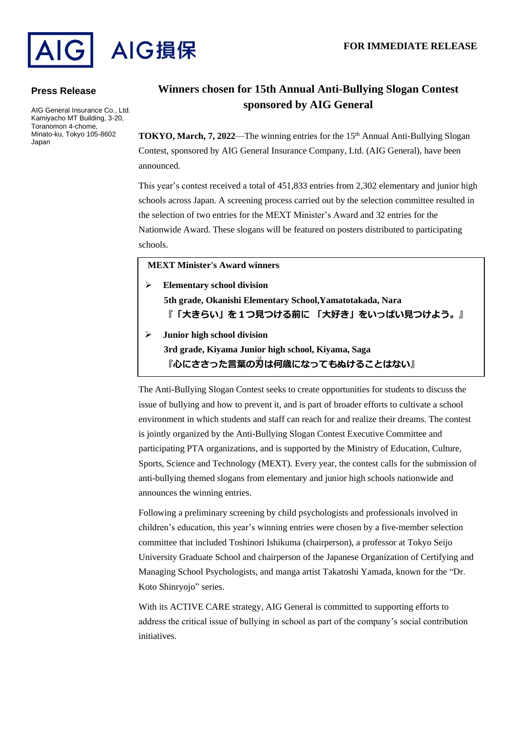AIG | AIG損保

**FOR IMMEDIATE RELEASE**

**Press Release**

AIG General Insurance Co., Ltd.
Kamiyacho MT Building, 3-20,
Toranomon 4-chome,
Minato-ku, Tokyo 105-8602
Japan

# Winners chosen for 15th Annual Anti-Bullying Slogan Contest sponsored by AIG General

**TOKYO, March, 7, 2022**—The winning entries for the 15th Annual Anti-Bullying Slogan Contest, sponsored by AIG General Insurance Company, Ltd. (AIG General), have been announced.

This year's contest received a total of 451,833 entries from 2,302 elementary and junior high schools across Japan. A screening process carried out by the selection committee resulted in the selection of two entries for the MEXT Minister's Award and 32 entries for the Nationwide Award. These slogans will be featured on posters distributed to participating schools.

**MEXT Minister's Award winners**

- **Elementary school division**
  **5th grade, Okanishi Elementary School,Yamatotakada, Nara**
  **『「大きらい」を１つ見つける前に 「大好き」をいっぱい見つけよう。』**
- **Junior high school division**
  **3rd grade, Kiyama Junior high school, Kiyama, Saga**
  **『心にささった言葉の刃(は)は何歳になってもぬけることはない』**

The Anti-Bullying Slogan Contest seeks to create opportunities for students to discuss the issue of bullying and how to prevent it, and is part of broader efforts to cultivate a school environment in which students and staff can reach for and realize their dreams. The contest is jointly organized by the Anti-Bullying Slogan Contest Executive Committee and participating PTA organizations, and is supported by the Ministry of Education, Culture, Sports, Science and Technology (MEXT). Every year, the contest calls for the submission of anti-bullying themed slogans from elementary and junior high schools nationwide and announces the winning entries.

Following a preliminary screening by child psychologists and professionals involved in children's education, this year's winning entries were chosen by a five-member selection committee that included Toshinori Ishikuma (chairperson), a professor at Tokyo Seijo University Graduate School and chairperson of the Japanese Organization of Certifying and Managing School Psychologists, and manga artist Takatoshi Yamada, known for the "Dr. Koto Shinryojo" series.

With its ACTIVE CARE strategy, AIG General is committed to supporting efforts to address the critical issue of bullying in school as part of the company's social contribution initiatives.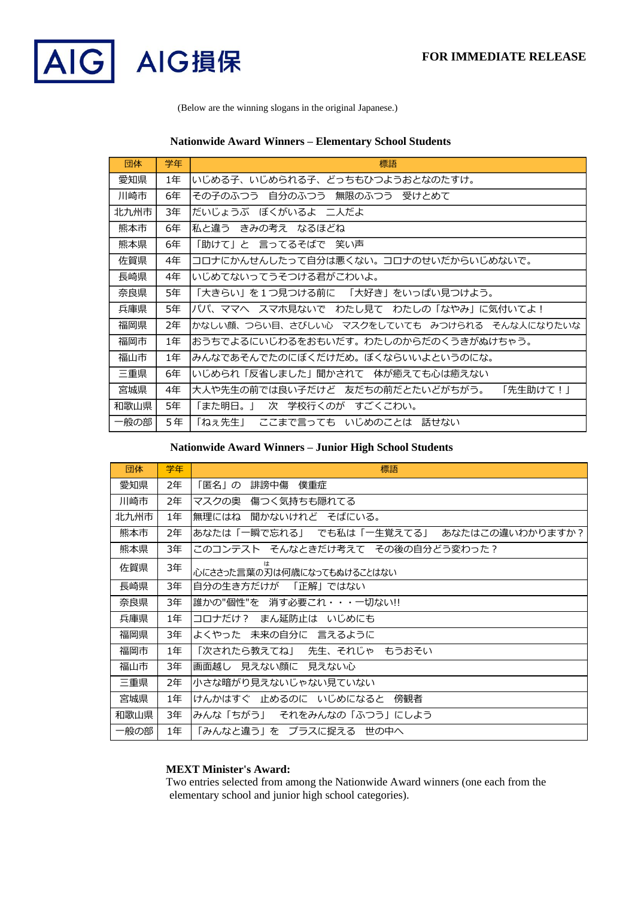**FOR IMMEDIATE RELEASE**

(Below are the winning slogans in the original Japanese.)

**Nationwide Award Winners – Elementary School Students**

| 団体 | 学年 | 標語 |
|---|---|---|
| 愛知県 | 1年 | いじめる子、いじめられる子、どっちもひつようおとなのたすけ。 |
| 川崎市 | 6年 | その子のふつう　自分のふつう　無限のふつう　受けとめて |
| 北九州市 | 3年 | だいじょうぶ　ぼくがいるよ　二人だよ |
| 熊本市 | 6年 | 私と違う　きみの考え　なるほどね |
| 熊本県 | 6年 | 「助けて」と　言ってるそばで　笑い声 |
| 佐賀県 | 4年 | コロナにかんせんしたって自分は悪くない。コロナのせいだからいじめないで。 |
| 長崎県 | 4年 | いじめてないってうそつける君がこわいよ。 |
| 奈良県 | 5年 | 「大きらい」を１つ見つける前に　「大好き」をいっぱい見つけよう。 |
| 兵庫県 | 5年 | パパ、ママへ　スマホ見ないで　わたし見て　わたしの「なやみ」に気付いてよ！ |
| 福岡県 | 2年 | かなしい顔、つらい目、さびしい心　マスクをしていても　みつけられる　そんな人になりたいな |
| 福岡市 | 1年 | おうちでよるにいじわるをおもいだす。わたしのからだのくうきがぬけちゃう。 |
| 福山市 | 1年 | みんなであそんでたのにぼくだけだめ。ぼくならいいよというのにな。 |
| 三重県 | 6年 | いじめられ「反省しました」聞かされて　体が癒えても心は癒えない |
| 宮城県 | 4年 | 大人や先生の前では良い子だけど　友だちの前だとたいどがちがう。　「先生助けて！」 |
| 和歌山県 | 5年 | 「また明日。」　次　学校行くのが　すごくこわい。 |
| 一般の部 | ５年 | 「ねぇ先生」　ここまで言っても　いじめのことは　話せない |

**Nationwide Award Winners – Junior High School Students**

| 団体 | 学年 | 標語 |
|---|---|---|
| 愛知県 | 2年 | 「匿名」の　誹謗中傷　僕重症 |
| 川崎市 | 2年 | マスクの奥　傷つく気持ちも隠れてる |
| 北九州市 | 1年 | 無理にはね　聞かないけれど　そばにいる。 |
| 熊本市 | 2年 | あなたは「一瞬で忘れる」　でも私は「一生覚えてる」　あなたはこの違いわかりますか？ |
| 熊本県 | 3年 | このコンテスト　そんなときだけ考えて　その後の自分どう変わった？ |
| 佐賀県 | 3年 | 心にささった言葉の刃(は)は何歳になってもぬけることはない |
| 長崎県 | 3年 | 自分の生き方だけが　「正解」ではない |
| 奈良県 | 3年 | 誰かの"個性"を　消す必要これ・・・一切ない!! |
| 兵庫県 | 1年 | コロナだけ？　まん延防止は　いじめにも |
| 福岡県 | 3年 | よくやった　未来の自分に　言えるように |
| 福岡市 | 1年 | 「次されたら教えてね」　先生、それじゃ　もうおそい |
| 福山市 | 3年 | 画面越し　見えない顔に　見えない心 |
| 三重県 | 2年 | 小さな暗がり見えないじゃない見ていない |
| 宮城県 | 1年 | けんかはすぐ　止めるのに　いじめになると　傍観者 |
| 和歌山県 | 3年 | みんな「ちがう」　それをみんなの「ふつう」にしよう |
| 一般の部 | 1年 | 「みんなと違う」を　プラスに捉える　世の中へ |

**MEXT Minister's Award:**
Two entries selected from among the Nationwide Award winners (one each from the elementary school and junior high school categories).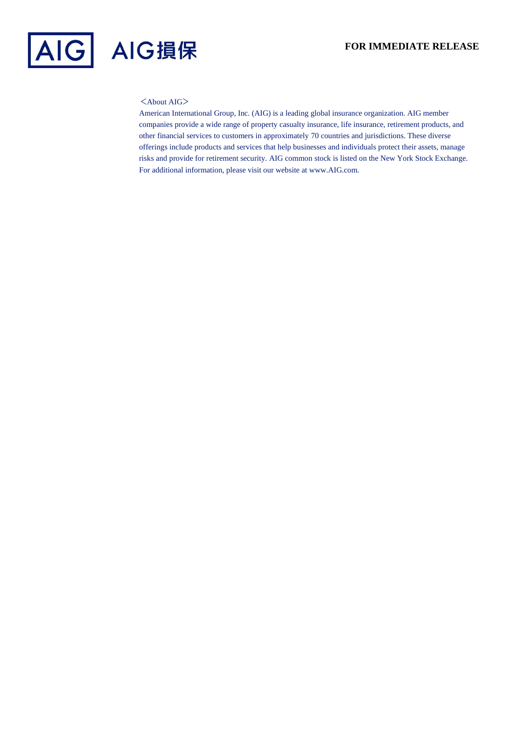＜About AIG＞

American International Group, Inc. (AIG) is a leading global insurance organization. AIG member companies provide a wide range of property casualty insurance, life insurance, retirement products, and other financial services to customers in approximately 70 countries and jurisdictions. These diverse offerings include products and services that help businesses and individuals protect their assets, manage risks and provide for retirement security. AIG common stock is listed on the New York Stock Exchange. For additional information, please visit our website at www.AIG.com.